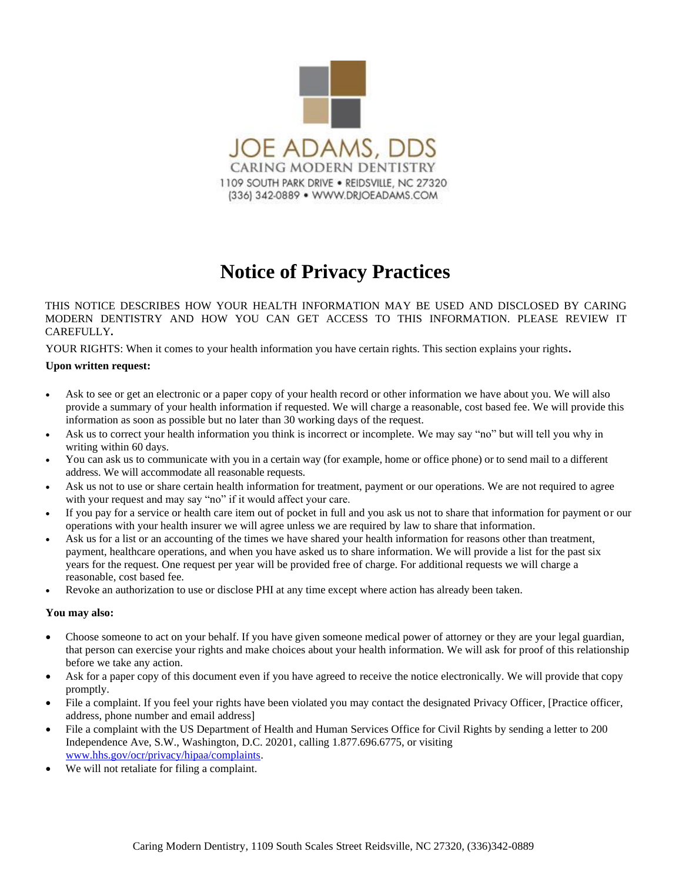JOE ADAMS, DDS

CARING MODERN DENTISTRY

1109 SOUTH PARK DRIVE • REIDSVILLE, NC 27320

(336) 342-0889 • WWW.DRJOEADAMS.COM

# Notice of Privacy Practices

THIS NOTICE DESCRIBES HOW YOUR HEALTH INFORMATION MAY BE USED AND DISCLOSED BY CARING MODERN DENTISTRY AND HOW YOU CAN GET ACCESS TO THIS INFORMATION. PLEASE REVIEW IT CAREFULLY.

YOUR RIGHTS: When it comes to your health information you have certain rights. This section explains your rights.

**Upon written request:**

- Ask to see or get an electronic or a paper copy of your health record or other information we have about you. We will also provide a summary of your health information if requested. We will charge a reasonable, cost based fee. We will provide this information as soon as possible but no later than 30 working days of the request.
- Ask us to correct your health information you think is incorrect or incomplete. We may say "no" but will tell you why in writing within 60 days.
- You can ask us to communicate with you in a certain way (for example, home or office phone) or to send mail to a different address. We will accommodate all reasonable requests.
- Ask us not to use or share certain health information for treatment, payment or our operations. We are not required to agree with your request and may say "no" if it would affect your care.
- If you pay for a service or health care item out of pocket in full and you ask us not to share that information for payment or our operations with your health insurer we will agree unless we are required by law to share that information.
- Ask us for a list or an accounting of the times we have shared your health information for reasons other than treatment, payment, healthcare operations, and when you have asked us to share information. We will provide a list for the past six years for the request. One request per year will be provided free of charge. For additional requests we will charge a reasonable, cost based fee.
- Revoke an authorization to use or disclose PHI at any time except where action has already been taken.

**You may also:**

- Choose someone to act on your behalf. If you have given someone medical power of attorney or they are your legal guardian, that person can exercise your rights and make choices about your health information. We will ask for proof of this relationship before we take any action.
- Ask for a paper copy of this document even if you have agreed to receive the notice electronically. We will provide that copy promptly.
- File a complaint. If you feel your rights have been violated you may contact the designated Privacy Officer, [Practice officer, address, phone number and email address]
- File a complaint with the US Department of Health and Human Services Office for Civil Rights by sending a letter to 200 Independence Ave, S.W., Washington, D.C. 20201, calling 1.877.696.6775, or visiting www.hhs.gov/ocr/privacy/hipaa/complaints.
- We will not retaliate for filing a complaint.

Caring Modern Dentistry, 1109 South Scales Street Reidsville, NC 27320, (336)342-0889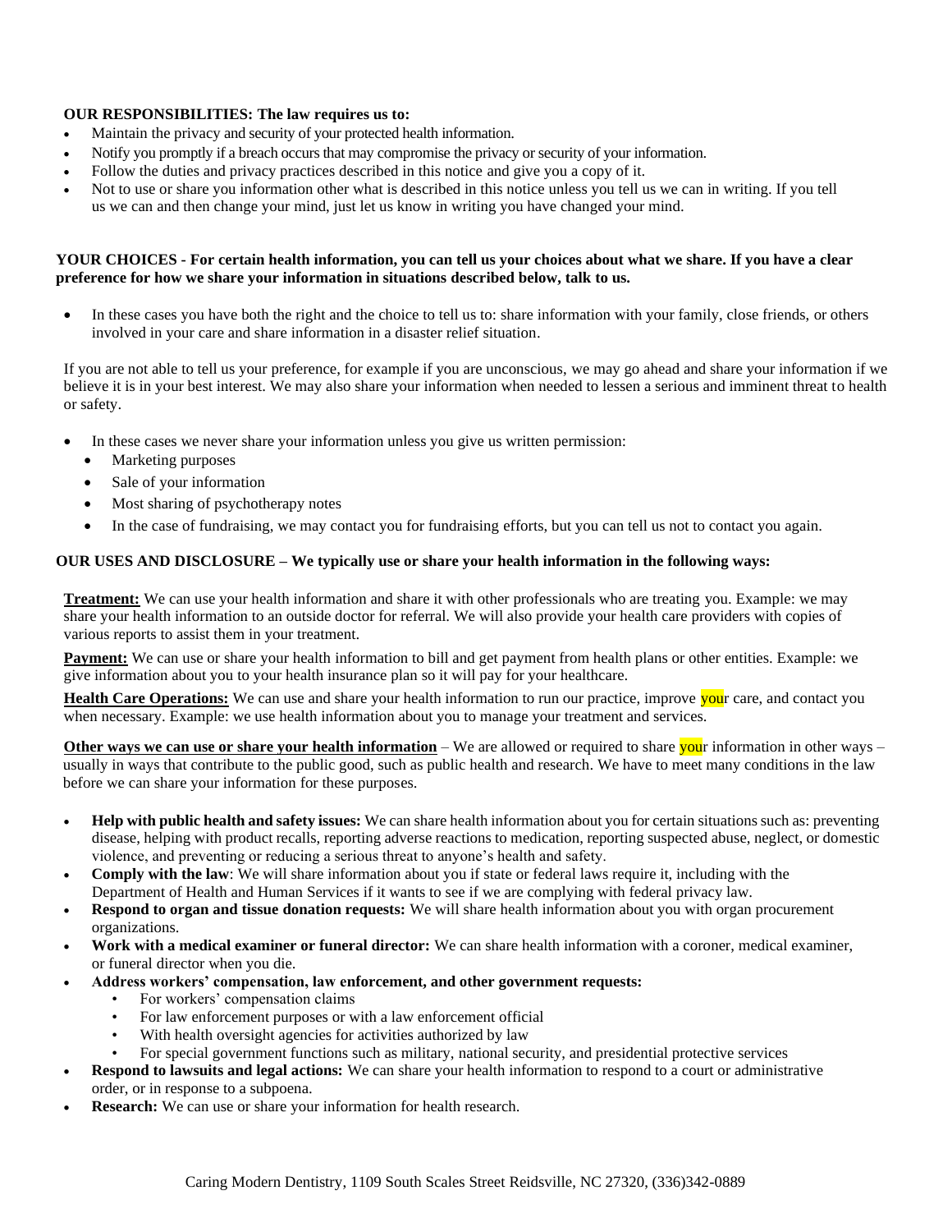**OUR RESPONSIBILITIES: The law requires us to:**

- Maintain the privacy and security of your protected health information.
- Notify you promptly if a breach occurs that may compromise the privacy or security of your information.
- Follow the duties and privacy practices described in this notice and give you a copy of it.
- Not to use or share you information other what is described in this notice unless you tell us we can in writing. If you tell us we can and then change your mind, just let us know in writing you have changed your mind.

**YOUR CHOICES - For certain health information, you can tell us your choices about what we share. If you have a clear preference for how we share your information in situations described below, talk to us.**

- In these cases you have both the right and the choice to tell us to: share information with your family, close friends, or others involved in your care and share information in a disaster relief situation.

If you are not able to tell us your preference, for example if you are unconscious, we may go ahead and share your information if we believe it is in your best interest. We may also share your information when needed to lessen a serious and imminent threat to health or safety.

- In these cases we never share your information unless you give us written permission:
  - Marketing purposes
  - Sale of your information
  - Most sharing of psychotherapy notes
  - In the case of fundraising, we may contact you for fundraising efforts, but you can tell us not to contact you again.

**OUR USES AND DISCLOSURE – We typically use or share your health information in the following ways:**

**Treatment:** We can use your health information and share it with other professionals who are treating you. Example: we may share your health information to an outside doctor for referral. We will also provide your health care providers with copies of various reports to assist them in your treatment.

**Payment:** We can use or share your health information to bill and get payment from health plans or other entities. Example: we give information about you to your health insurance plan so it will pay for your healthcare.

**Health Care Operations:** We can use and share your health information to run our practice, improve your care, and contact you when necessary. Example: we use health information about you to manage your treatment and services.

**Other ways we can use or share your health information** – We are allowed or required to share your information in other ways – usually in ways that contribute to the public good, such as public health and research. We have to meet many conditions in the law before we can share your information for these purposes.

- **Help with public health and safety issues:** We can share health information about you for certain situations such as: preventing disease, helping with product recalls, reporting adverse reactions to medication, reporting suspected abuse, neglect, or domestic violence, and preventing or reducing a serious threat to anyone's health and safety.
- **Comply with the law**: We will share information about you if state or federal laws require it, including with the Department of Health and Human Services if it wants to see if we are complying with federal privacy law.
- **Respond to organ and tissue donation requests:** We will share health information about you with organ procurement organizations.
- **Work with a medical examiner or funeral director:** We can share health information with a coroner, medical examiner, or funeral director when you die.
- **Address workers' compensation, law enforcement, and other government requests:**
  - For workers' compensation claims
  - For law enforcement purposes or with a law enforcement official
  - With health oversight agencies for activities authorized by law
  - For special government functions such as military, national security, and presidential protective services
- **Respond to lawsuits and legal actions:** We can share your health information to respond to a court or administrative order, or in response to a subpoena.
- **Research:** We can use or share your information for health research.

Caring Modern Dentistry, 1109 South Scales Street Reidsville, NC 27320, (336)342-0889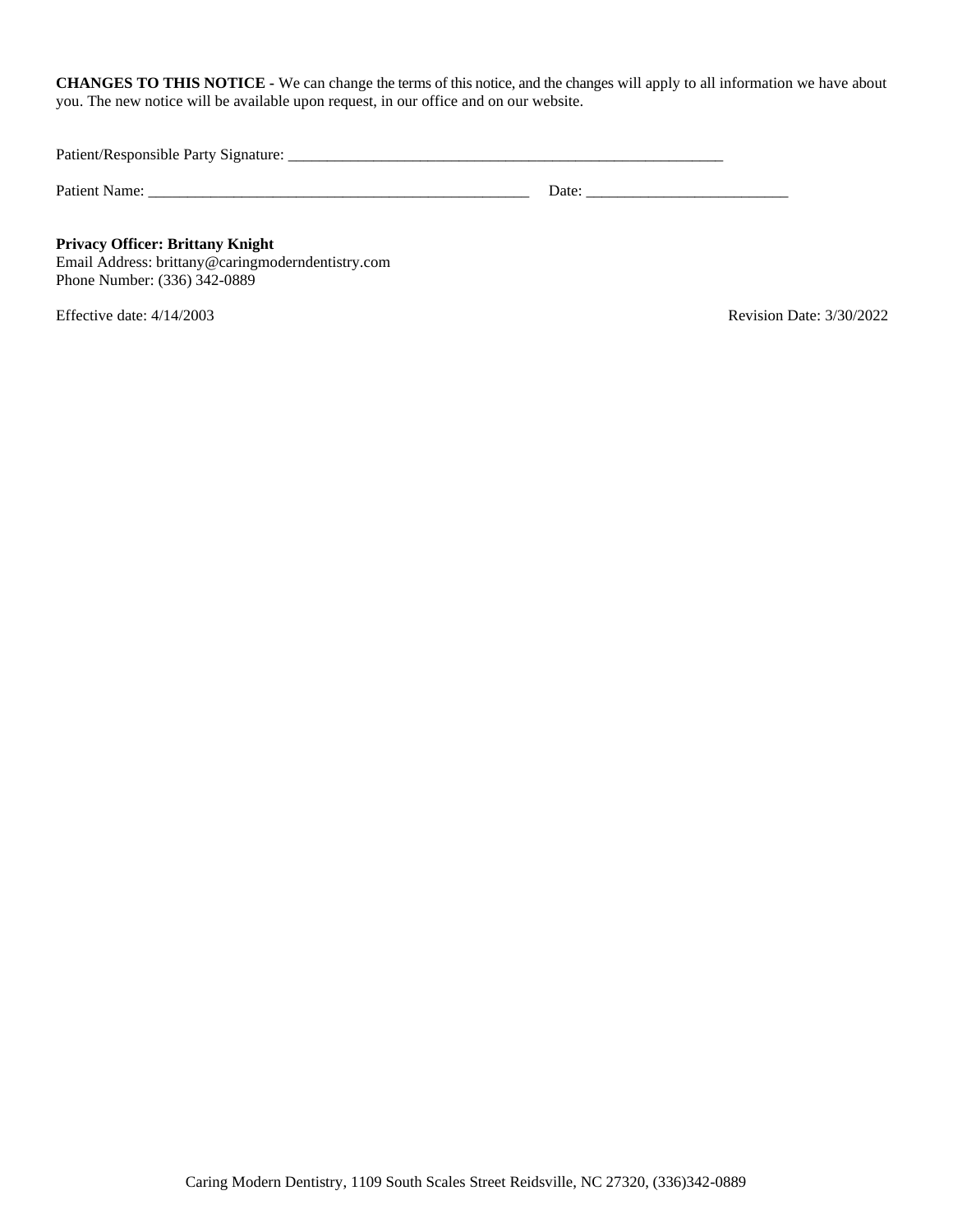**CHANGES TO THIS NOTICE -** We can change the terms of this notice, and the changes will apply to all information we have about you. The new notice will be available upon request, in our office and on our website.

Patient/Responsible Party Signature: ____________________________________________________________

Patient Name: _____________________________________________________ Date: ___________________________

**Privacy Officer: Brittany Knight**
Email Address: brittany@caringmoderndentistry.com
Phone Number: (336) 342-0889

Effective date: 4/14/2003 Revision Date: 3/30/2022

Caring Modern Dentistry, 1109 South Scales Street Reidsville, NC 27320, (336)342-0889